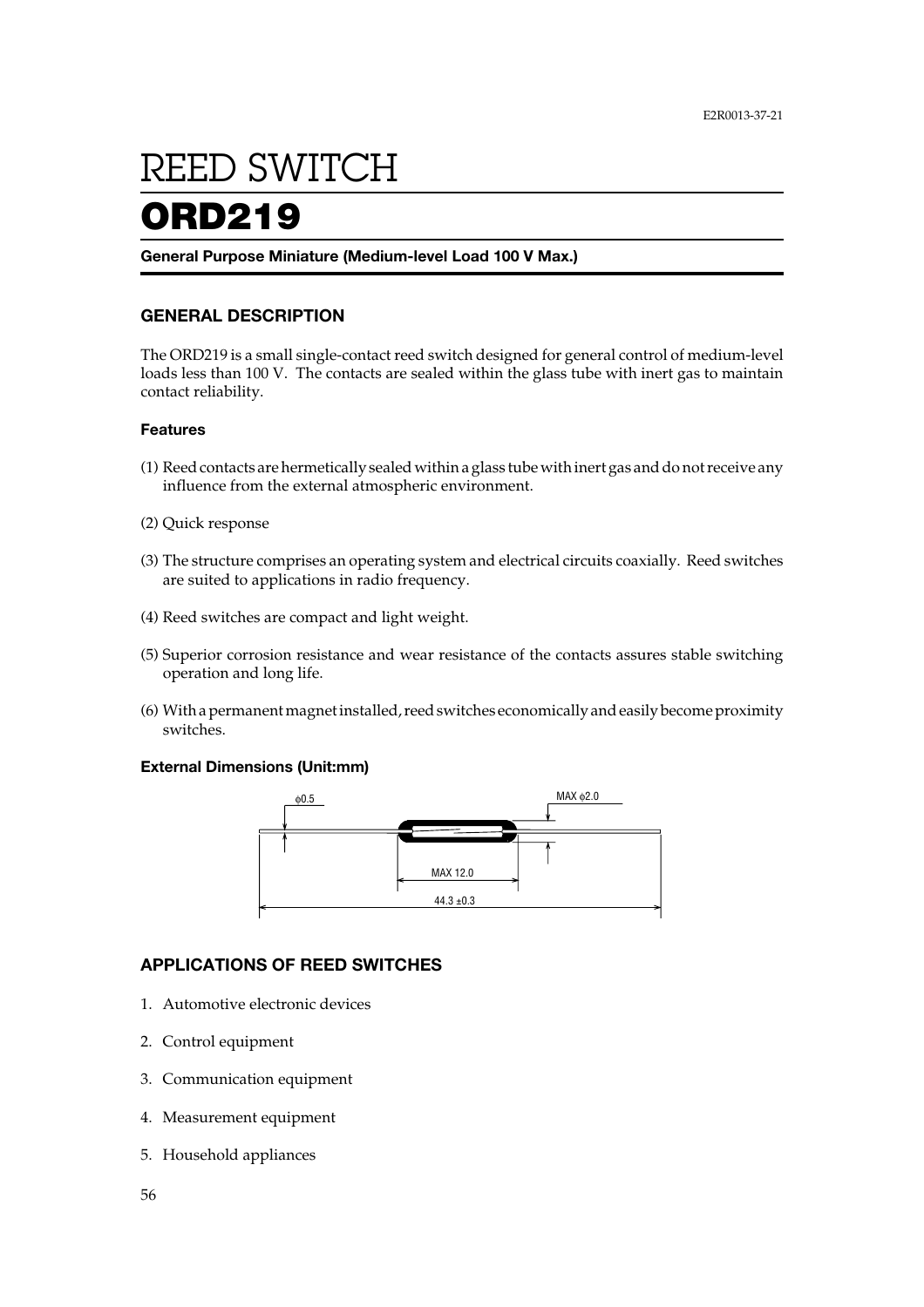# REED SWITCH

# ORD219

**General Purpose Miniature (Medium-level Load 100 V Max.)**

## GENERAL DESCRIPTION

The ORD219 is a small single-contact reed switch designed for general control of medium-level loads less than 100 V. The contacts are sealed within the glass tube with inert gas to maintain contact reliability.

### Features

(1) Reed contacts are hermetically sealed within a glass tube with inert gas and do not receive any influence from the external atmospheric environment.

(2) Quick response

(3) The structure comprises an operating system and electrical circuits coaxially. Reed switches are suited to applications in radio frequency.

(4) Reed switches are compact and light weight.

(5) Superior corrosion resistance and wear resistance of the contacts assures stable switching operation and long life.

(6) With a permanent magnet installed, reed switches economically and easily become proximity switches.

### External Dimensions (Unit:mm)

ϕ0.5

MAX ϕ2.0

MAX 12.0

44.3 ±0.3

## APPLICATIONS OF REED SWITCHES

1. Automotive electronic devices
2. Control equipment
3. Communication equipment
4. Measurement equipment
5. Household appliances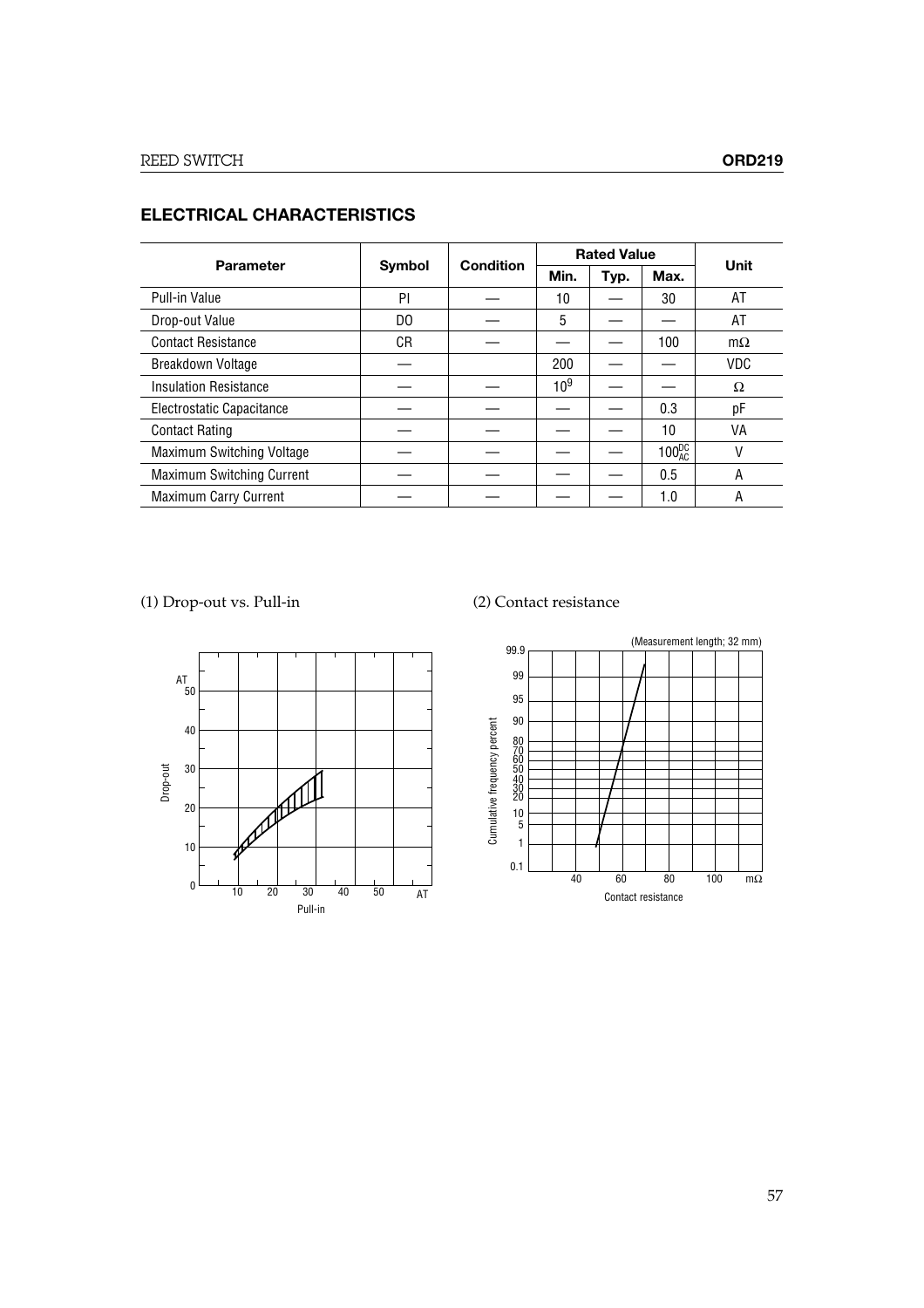## ELECTRICAL CHARACTERISTICS

| Parameter | Symbol | Condition | Rated Value | | | Unit |
|---|---|---|---|---|---|---|
| | | | Min. | Typ. | Max. | |
| Pull-in Value | PI | — | 10 | — | 30 | AT |
| Drop-out Value | DO | — | 5 | — | — | AT |
| Contact Resistance | CR | — | — | — | 100 | mΩ |
| Breakdown Voltage | — | | 200 | — | — | VDC |
| Insulation Resistance | — | — | $10^9$ | — | — | Ω |
| Electrostatic Capacitance | — | — | — | — | 0.3 | pF |
| Contact Rating | — | — | — | — | 10 | VA |
| Maximum Switching Voltage | — | — | — | — | $100^{DC}_{AC}$ | V |
| Maximum Switching Current | — | — | — | — | 0.5 | A |
| Maximum Carry Current | — | — | — | — | 1.0 | A |

(1) Drop-out vs. Pull-in

(2) Contact resistance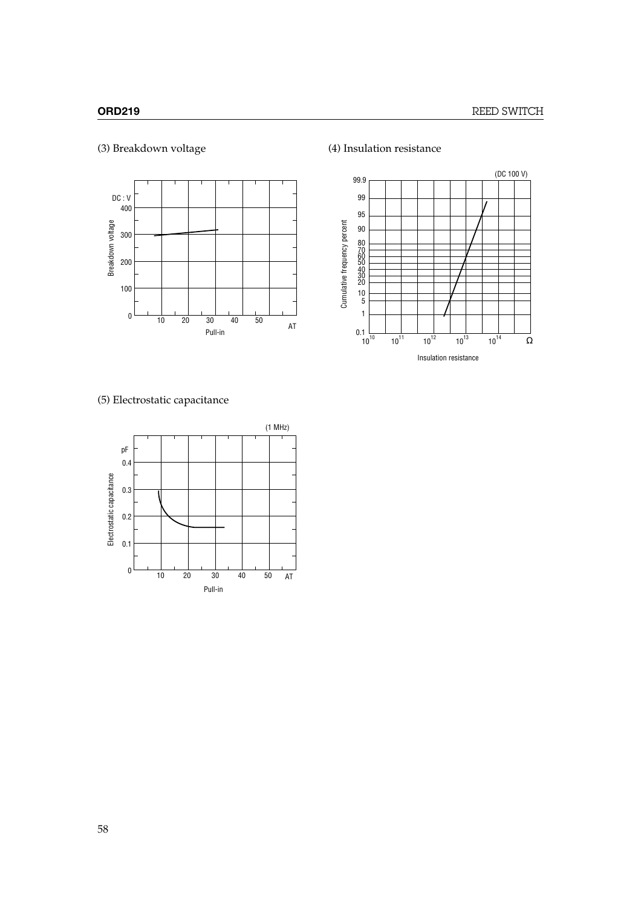### (3) Breakdown voltage

### (4) Insulation resistance

### (5) Electrostatic capacitance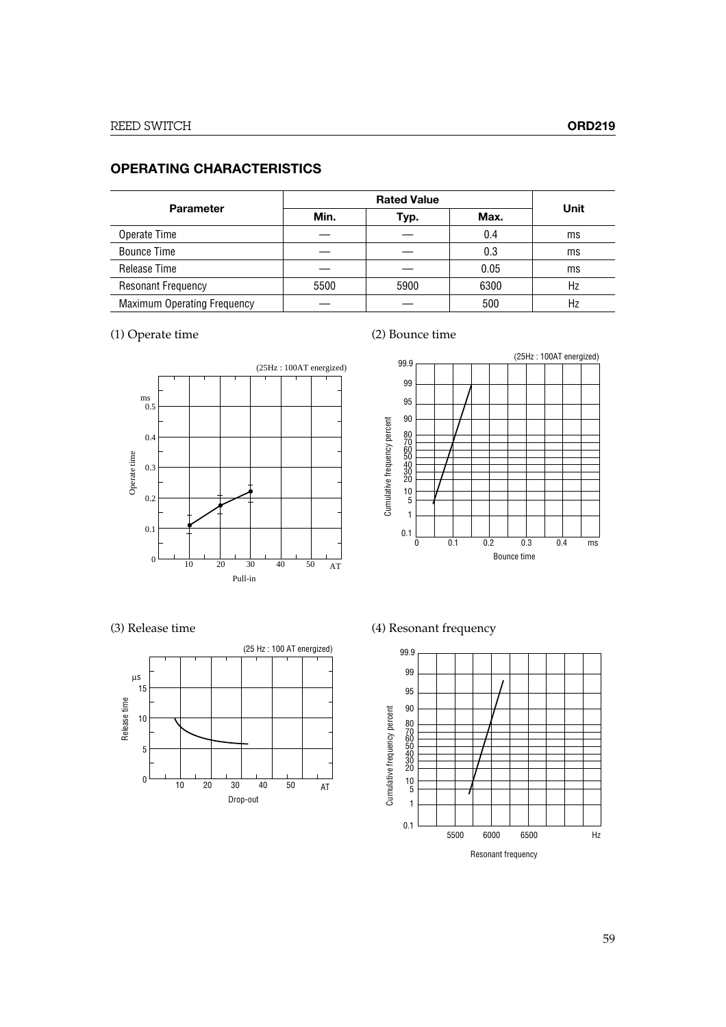## OPERATING CHARACTERISTICS

| Parameter | Rated Value | | | Unit |
|---|---|---|---|---|
| | Min. | Typ. | Max. | |
| Operate Time | — | — | 0.4 | ms |
| Bounce Time | — | — | 0.3 | ms |
| Release Time | — | — | 0.05 | ms |
| Resonant Frequency | 5500 | 5900 | 6300 | Hz |
| Maximum Operating Frequency | — | — | 500 | Hz |

(1) Operate time

(25Hz : 100AT energized)

(2) Bounce time

(25Hz : 100AT energized)

(3) Release time

(25 Hz : 100 AT energized)

(4) Resonant frequency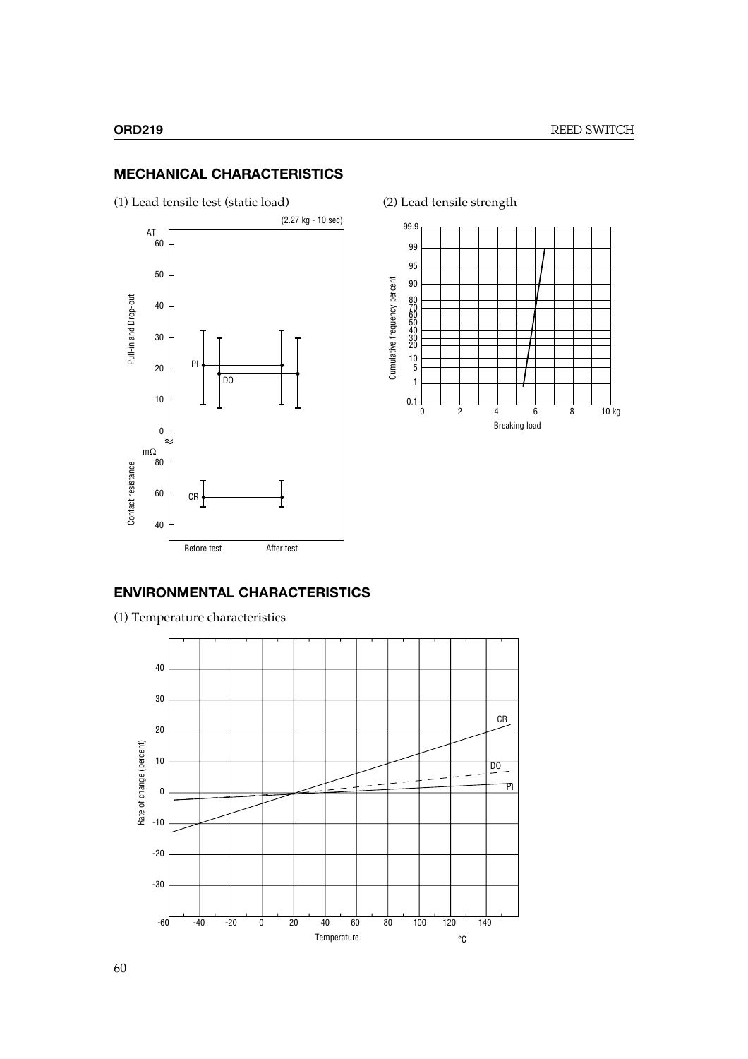## MECHANICAL CHARACTERISTICS

(1) Lead tensile test (static load)

(2.27 kg - 10 sec)

AT

Pull-in and Drop-out

PI

DO

mΩ

Contact resistance

CR

Before test

After test

(2) Lead tensile strength

Cumulative frequency percent

Breaking load

## ENVIRONMENTAL CHARACTERISTICS

(1) Temperature characteristics

Rate of change (percent)

CR

DO

PI

Temperature

°C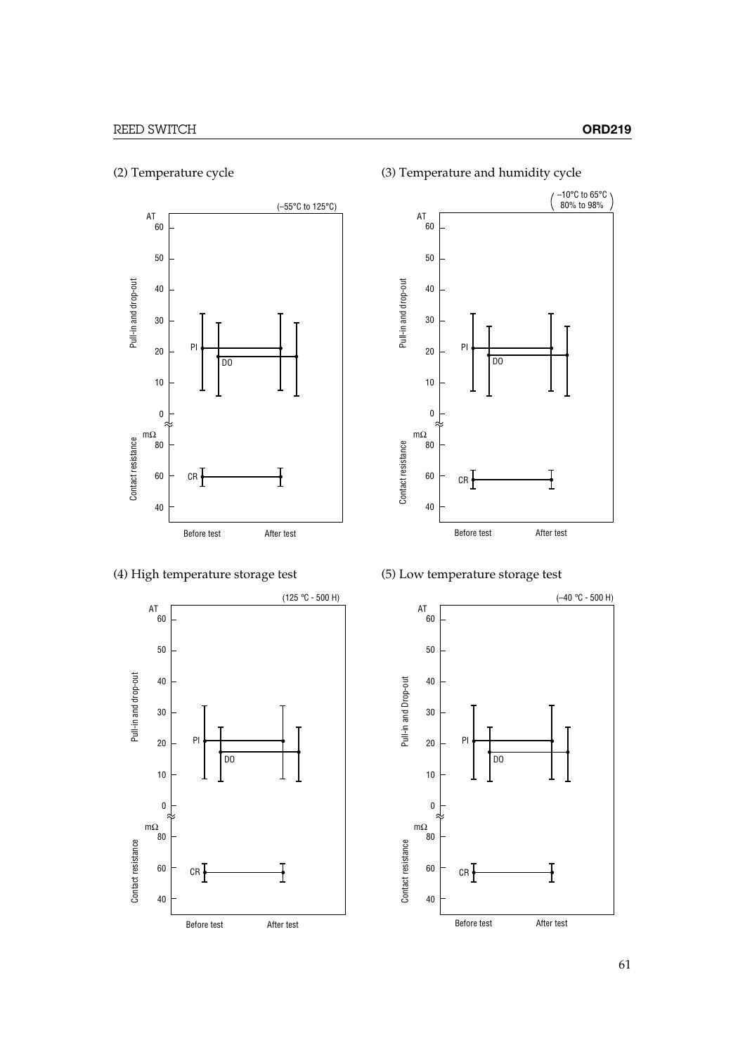## (2) Temperature cycle

(−55°C to 125°C)

AT: 60, 50, 40, 30, 20, 10, 0

Pull-in and drop-out

PI

DO

mΩ: 80, 60, 40

Contact resistance

CR

Before test　After test

## (3) Temperature and humidity cycle

(−10°C to 65°C 80% to 98%)

AT: 60, 50, 40, 30, 20, 10, 0

Pull-in and drop-out

PI

DO

mΩ: 80, 60, 40

Contact resistance

CR

Before test　After test

## (4) High temperature storage test

(125 °C - 500 H)

AT: 60, 50, 40, 30, 20, 10, 0

Pull-in and drop-out

PI

DO

mΩ: 80, 60, 40

Contact resistance

CR

Before test　After test

## (5) Low temperature storage test

(−40 °C - 500 H)

AT: 60, 50, 40, 30, 20, 10, 0

Pull-in and Drop-out

PI

DO

mΩ: 80, 60, 40

Contact resistance

CR

Before test　After test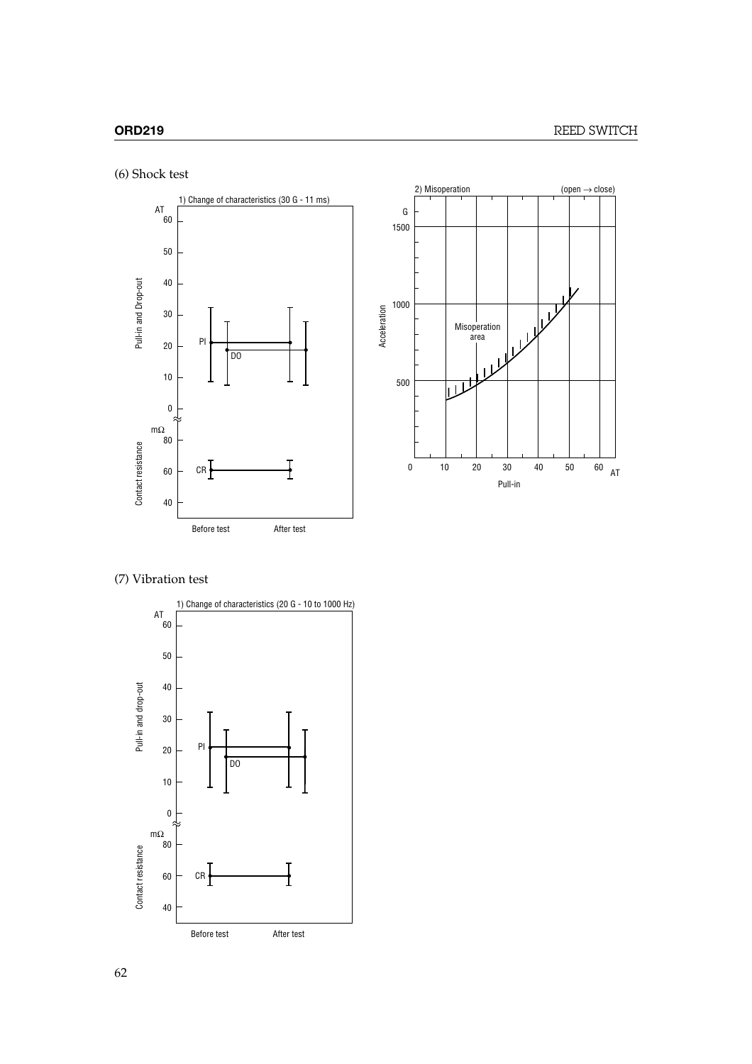## (6) Shock test

1) Change of characteristics (30 G - 11 ms)

2) Misoperation (open → close)

## (7) Vibration test

1) Change of characteristics (20 G - 10 to 1000 Hz)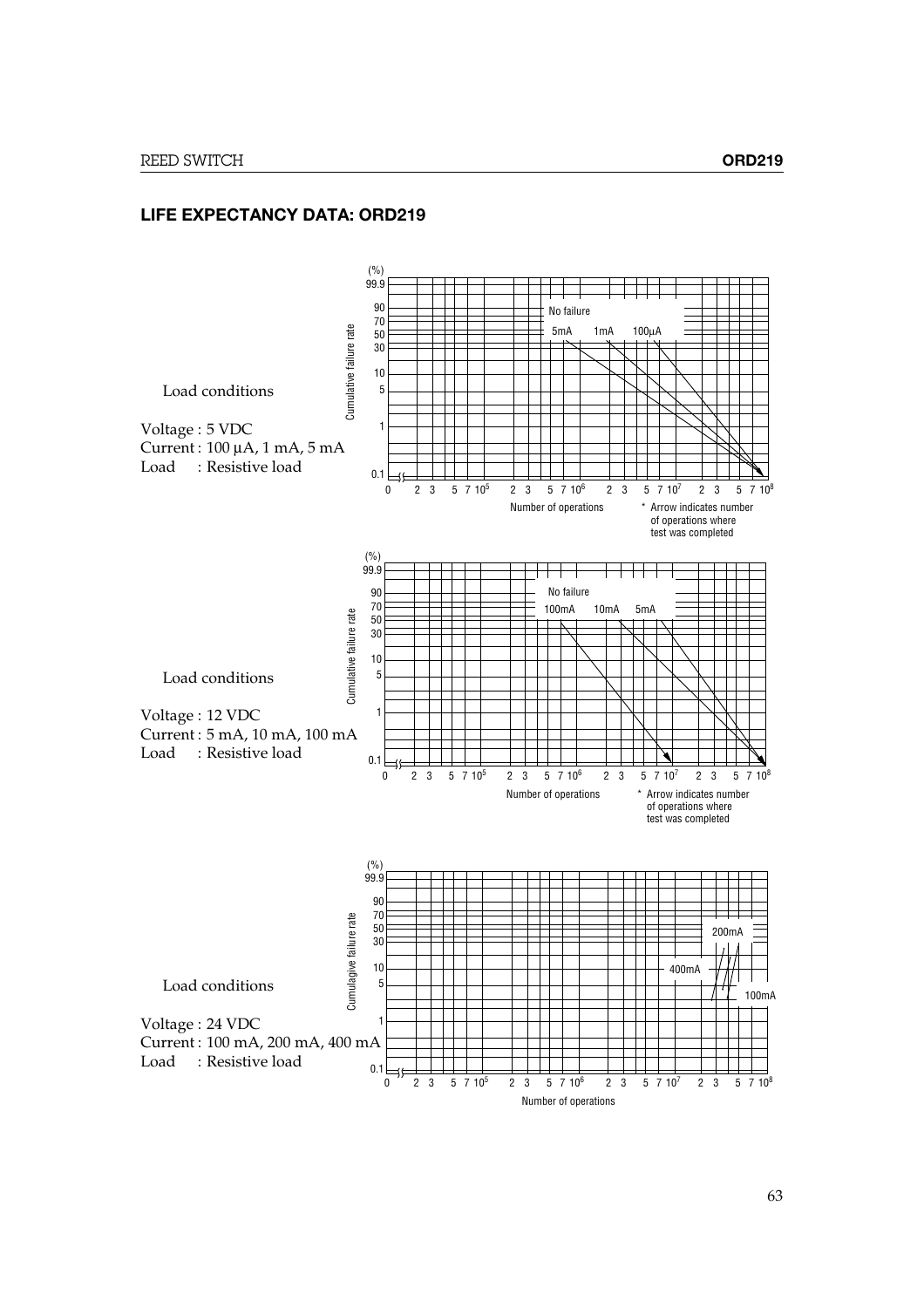## LIFE EXPECTANCY DATA: ORD219

Load conditions

Voltage : 5 VDC
Current : 100 µA, 1 mA, 5 mA
Load : Resistive load

(%)
99.9
90
70
50
30
10
5
1
0.1
Cumulative failure rate

No failure
5mA 1mA 100µA

0 2 3 5 7 $10^5$ 2 3 5 7 $10^6$ 2 3 5 7 $10^7$ 2 3 5 7 $10^8$
Number of operations

\* Arrow indicates number of operations where test was completed

Load conditions

Voltage : 12 VDC
Current : 5 mA, 10 mA, 100 mA
Load : Resistive load

(%)
99.9
90
70
50
30
10
5
1
0.1
Cumulative failure rate

No failure
100mA 10mA 5mA

0 2 3 5 7 $10^5$ 2 3 5 7 $10^6$ 2 3 5 7 $10^7$ 2 3 5 7 $10^8$
Number of operations

\* Arrow indicates number of operations where test was completed

Load conditions

Voltage : 24 VDC
Current : 100 mA, 200 mA, 400 mA
Load : Resistive load

(%)
99.9
90
70
50
30
10
5
1
0.1
Cumulagive failure rate

200mA
400mA
100mA

0 2 3 5 7 $10^5$ 2 3 5 7 $10^6$ 2 3 5 7 $10^7$ 2 3 5 7 $10^8$
Number of operations